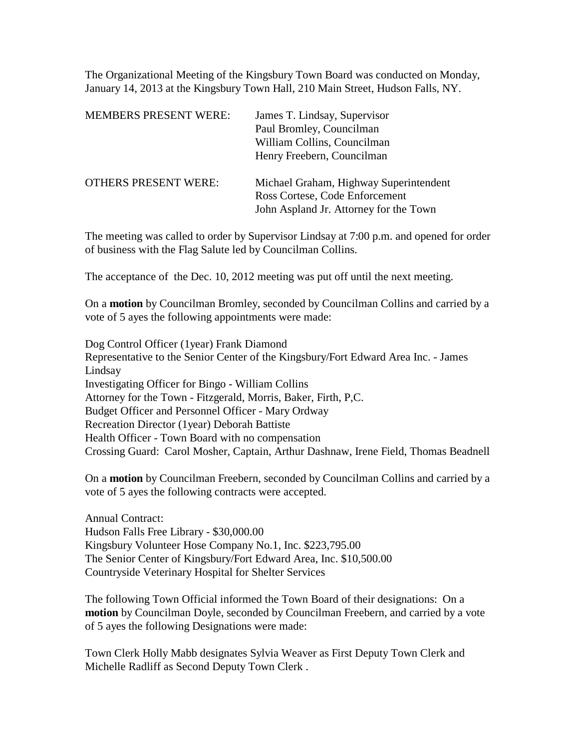The Organizational Meeting of the Kingsbury Town Board was conducted on Monday, January 14, 2013 at the Kingsbury Town Hall, 210 Main Street, Hudson Falls, NY.

| | |
|---|---|
| MEMBERS PRESENT WERE: | James T. Lindsay, Supervisor<br>Paul Bromley, Councilman<br>William Collins, Councilman<br>Henry Freebern, Councilman |
| OTHERS PRESENT WERE: | Michael Graham, Highway Superintendent<br>Ross Cortese, Code Enforcement<br>John Aspland Jr. Attorney for the Town |

The meeting was called to order by Supervisor Lindsay at 7:00 p.m. and opened for order of business with the Flag Salute led by Councilman Collins.

The acceptance of the Dec. 10, 2012 meeting was put off until the next meeting.

On a **motion** by Councilman Bromley, seconded by Councilman Collins and carried by a vote of 5 ayes the following appointments were made:

Dog Control Officer (1year) Frank Diamond
Representative to the Senior Center of the Kingsbury/Fort Edward Area Inc. - James Lindsay
Investigating Officer for Bingo - William Collins
Attorney for the Town - Fitzgerald, Morris, Baker, Firth, P,C.
Budget Officer and Personnel Officer - Mary Ordway
Recreation Director (1year) Deborah Battiste
Health Officer - Town Board with no compensation
Crossing Guard: Carol Mosher, Captain, Arthur Dashnaw, Irene Field, Thomas Beadnell

On a **motion** by Councilman Freebern, seconded by Councilman Collins and carried by a vote of 5 ayes the following contracts were accepted.

Annual Contract:
Hudson Falls Free Library - $30,000.00
Kingsbury Volunteer Hose Company No.1, Inc. $223,795.00
The Senior Center of Kingsbury/Fort Edward Area, Inc. $10,500.00
Countryside Veterinary Hospital for Shelter Services

The following Town Official informed the Town Board of their designations: On a **motion** by Councilman Doyle, seconded by Councilman Freebern, and carried by a vote of 5 ayes the following Designations were made:

Town Clerk Holly Mabb designates Sylvia Weaver as First Deputy Town Clerk and Michelle Radliff as Second Deputy Town Clerk .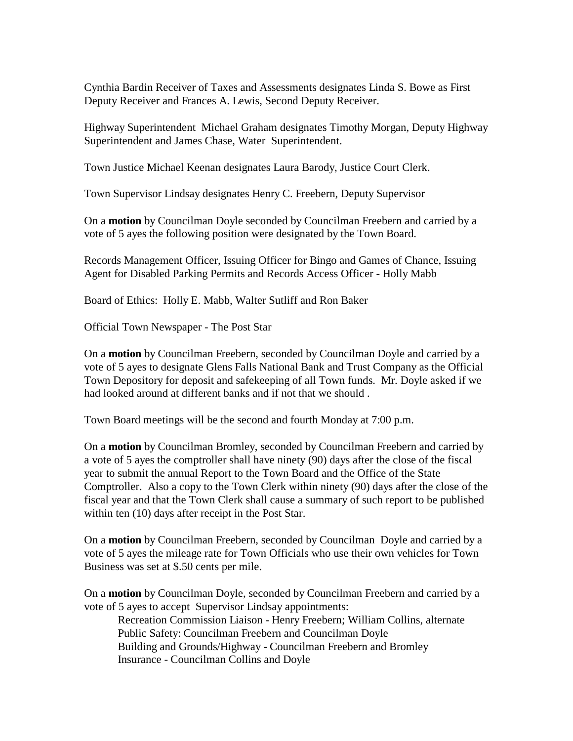Cynthia Bardin Receiver of Taxes and Assessments designates Linda S. Bowe as First Deputy Receiver and Frances A. Lewis, Second Deputy Receiver.

Highway Superintendent Michael Graham designates Timothy Morgan, Deputy Highway Superintendent and James Chase, Water Superintendent.

Town Justice Michael Keenan designates Laura Barody, Justice Court Clerk.

Town Supervisor Lindsay designates Henry C. Freebern, Deputy Supervisor

On a **motion** by Councilman Doyle seconded by Councilman Freebern and carried by a vote of 5 ayes the following position were designated by the Town Board.

Records Management Officer, Issuing Officer for Bingo and Games of Chance, Issuing Agent for Disabled Parking Permits and Records Access Officer - Holly Mabb

Board of Ethics: Holly E. Mabb, Walter Sutliff and Ron Baker

Official Town Newspaper - The Post Star

On a **motion** by Councilman Freebern, seconded by Councilman Doyle and carried by a vote of 5 ayes to designate Glens Falls National Bank and Trust Company as the Official Town Depository for deposit and safekeeping of all Town funds. Mr. Doyle asked if we had looked around at different banks and if not that we should .

Town Board meetings will be the second and fourth Monday at 7:00 p.m.

On a **motion** by Councilman Bromley, seconded by Councilman Freebern and carried by a vote of 5 ayes the comptroller shall have ninety (90) days after the close of the fiscal year to submit the annual Report to the Town Board and the Office of the State Comptroller. Also a copy to the Town Clerk within ninety (90) days after the close of the fiscal year and that the Town Clerk shall cause a summary of such report to be published within ten (10) days after receipt in the Post Star.

On a **motion** by Councilman Freebern, seconded by Councilman Doyle and carried by a vote of 5 ayes the mileage rate for Town Officials who use their own vehicles for Town Business was set at $.50 cents per mile.

On a **motion** by Councilman Doyle, seconded by Councilman Freebern and carried by a vote of 5 ayes to accept Supervisor Lindsay appointments:

Recreation Commission Liaison - Henry Freebern; William Collins, alternate
Public Safety: Councilman Freebern and Councilman Doyle
Building and Grounds/Highway - Councilman Freebern and Bromley
Insurance - Councilman Collins and Doyle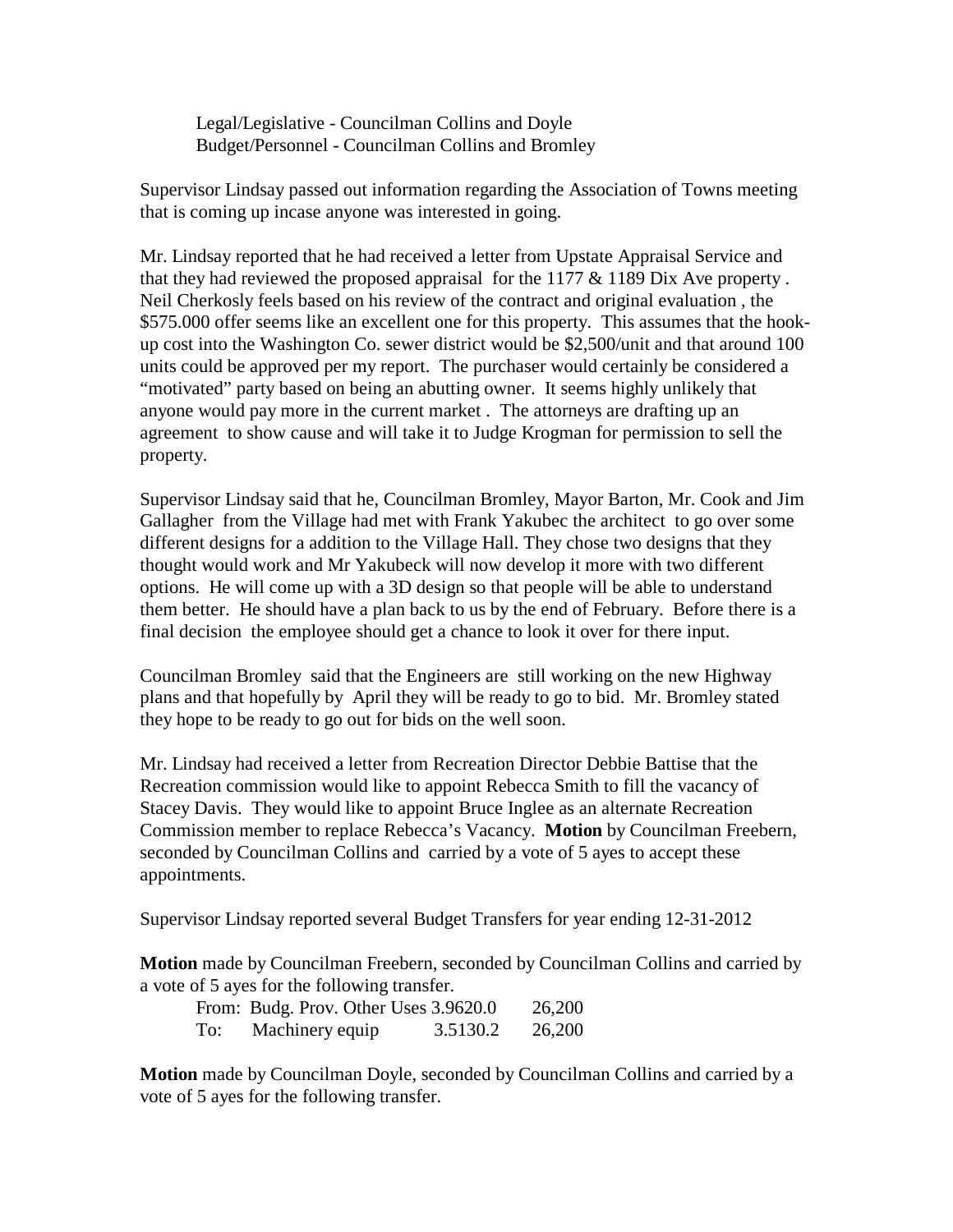Legal/Legislative - Councilman Collins and Doyle
Budget/Personnel - Councilman Collins and Bromley

Supervisor Lindsay passed out information regarding the Association of Towns meeting that is coming up incase anyone was interested in going.

Mr. Lindsay reported that he had received a letter from Upstate Appraisal Service and that they had reviewed the proposed appraisal for the 1177 & 1189 Dix Ave property . Neil Cherkosly feels based on his review of the contract and original evaluation , the $575.000 offer seems like an excellent one for this property. This assumes that the hook-up cost into the Washington Co. sewer district would be $2,500/unit and that around 100 units could be approved per my report. The purchaser would certainly be considered a "motivated" party based on being an abutting owner. It seems highly unlikely that anyone would pay more in the current market . The attorneys are drafting up an agreement to show cause and will take it to Judge Krogman for permission to sell the property.

Supervisor Lindsay said that he, Councilman Bromley, Mayor Barton, Mr. Cook and Jim Gallagher from the Village had met with Frank Yakubec the architect to go over some different designs for a addition to the Village Hall. They chose two designs that they thought would work and Mr Yakubeck will now develop it more with two different options. He will come up with a 3D design so that people will be able to understand them better. He should have a plan back to us by the end of February. Before there is a final decision the employee should get a chance to look it over for there input.

Councilman Bromley said that the Engineers are still working on the new Highway plans and that hopefully by April they will be ready to go to bid. Mr. Bromley stated they hope to be ready to go out for bids on the well soon.

Mr. Lindsay had received a letter from Recreation Director Debbie Battise that the Recreation commission would like to appoint Rebecca Smith to fill the vacancy of Stacey Davis. They would like to appoint Bruce Inglee as an alternate Recreation Commission member to replace Rebecca's Vacancy. **Motion** by Councilman Freebern, seconded by Councilman Collins and carried by a vote of 5 ayes to accept these appointments.

Supervisor Lindsay reported several Budget Transfers for year ending 12-31-2012

**Motion** made by Councilman Freebern, seconded by Councilman Collins and carried by a vote of 5 ayes for the following transfer.

| | | | |
|---|---|---|---|
| From: | Budg. Prov. Other Uses | 3.9620.0 | 26,200 |
| To: | Machinery equip | 3.5130.2 | 26,200 |

**Motion** made by Councilman Doyle, seconded by Councilman Collins and carried by a vote of 5 ayes for the following transfer.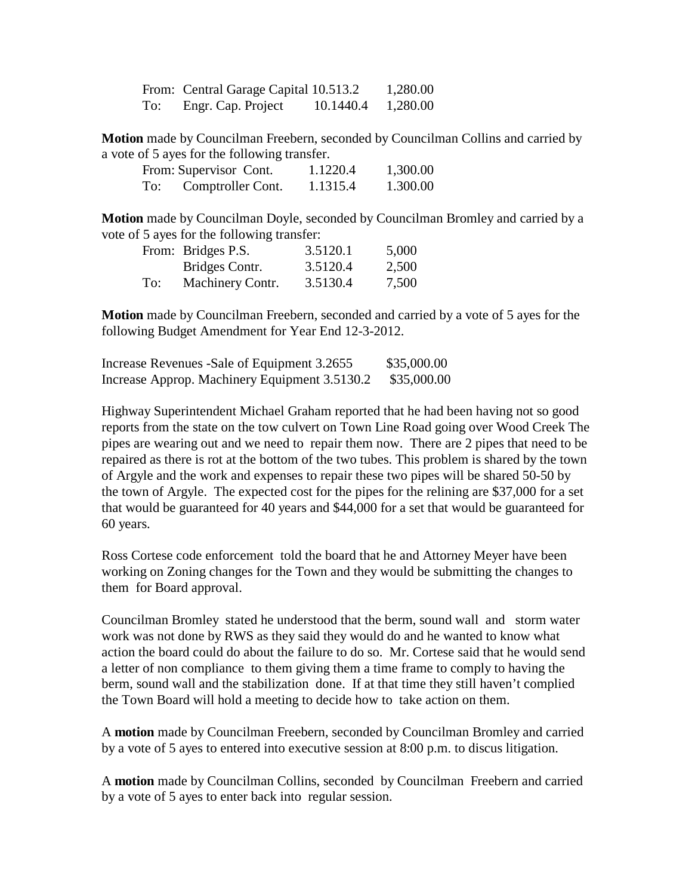| | | | |
|---|---|---|---|
| From: | Central Garage Capital | 10.513.2 | 1,280.00 |
| To: | Engr. Cap. Project | 10.1440.4 | 1,280.00 |

**Motion** made by Councilman Freebern, seconded by Councilman Collins and carried by a vote of 5 ayes for the following transfer.

| | | | |
|---|---|---|---|
| From: | Supervisor Cont. | 1.1220.4 | 1,300.00 |
| To: | Comptroller Cont. | 1.1315.4 | 1.300.00 |

**Motion** made by Councilman Doyle, seconded by Councilman Bromley and carried by a vote of 5 ayes for the following transfer:

| | | | |
|---|---|---|---|
| From: | Bridges P.S. | 3.5120.1 | 5,000 |
| | Bridges Contr. | 3.5120.4 | 2,500 |
| To: | Machinery Contr. | 3.5130.4 | 7,500 |

**Motion** made by Councilman Freebern, seconded and carried by a vote of 5 ayes for the following Budget Amendment for Year End 12-3-2012.

| | |
|---|---|
| Increase Revenues -Sale of Equipment 3.2655 | \$35,000.00 |
| Increase Approp. Machinery Equipment 3.5130.2 | \$35,000.00 |

Highway Superintendent Michael Graham reported that he had been having not so good reports from the state on the tow culvert on Town Line Road going over Wood Creek The pipes are wearing out and we need to repair them now. There are 2 pipes that need to be repaired as there is rot at the bottom of the two tubes. This problem is shared by the town of Argyle and the work and expenses to repair these two pipes will be shared 50-50 by the town of Argyle. The expected cost for the pipes for the relining are \$37,000 for a set that would be guaranteed for 40 years and \$44,000 for a set that would be guaranteed for 60 years.

Ross Cortese code enforcement told the board that he and Attorney Meyer have been working on Zoning changes for the Town and they would be submitting the changes to them for Board approval.

Councilman Bromley stated he understood that the berm, sound wall and storm water work was not done by RWS as they said they would do and he wanted to know what action the board could do about the failure to do so. Mr. Cortese said that he would send a letter of non compliance to them giving them a time frame to comply to having the berm, sound wall and the stabilization done. If at that time they still haven't complied the Town Board will hold a meeting to decide how to take action on them.

A **motion** made by Councilman Freebern, seconded by Councilman Bromley and carried by a vote of 5 ayes to entered into executive session at 8:00 p.m. to discus litigation.

A **motion** made by Councilman Collins, seconded by Councilman Freebern and carried by a vote of 5 ayes to enter back into regular session.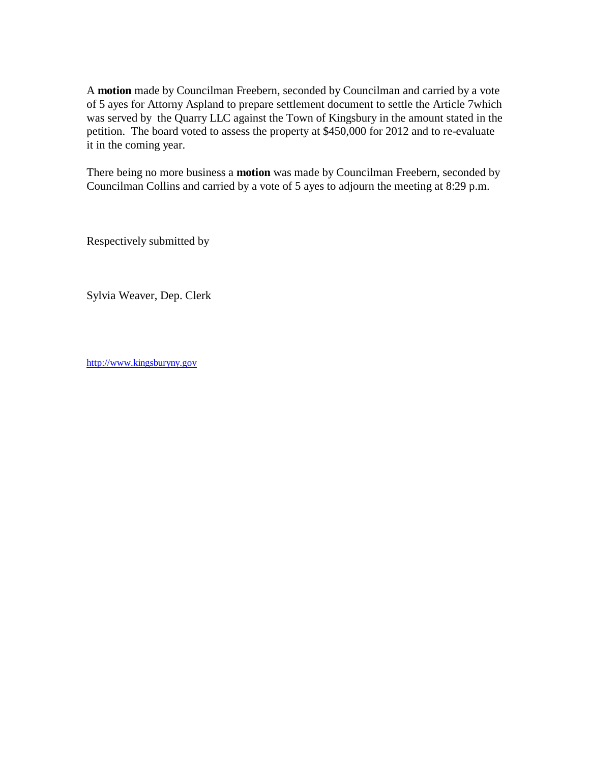A **motion** made by Councilman Freebern, seconded by Councilman and carried by a vote of 5 ayes for Attorny Aspland to prepare settlement document to settle the Article 7which was served by the Quarry LLC against the Town of Kingsbury in the amount stated in the petition. The board voted to assess the property at $450,000 for 2012 and to re-evaluate it in the coming year.

There being no more business a **motion** was made by Councilman Freebern, seconded by Councilman Collins and carried by a vote of 5 ayes to adjourn the meeting at 8:29 p.m.

Respectively submitted by

Sylvia Weaver, Dep. Clerk

http://www.kingsburyny.gov